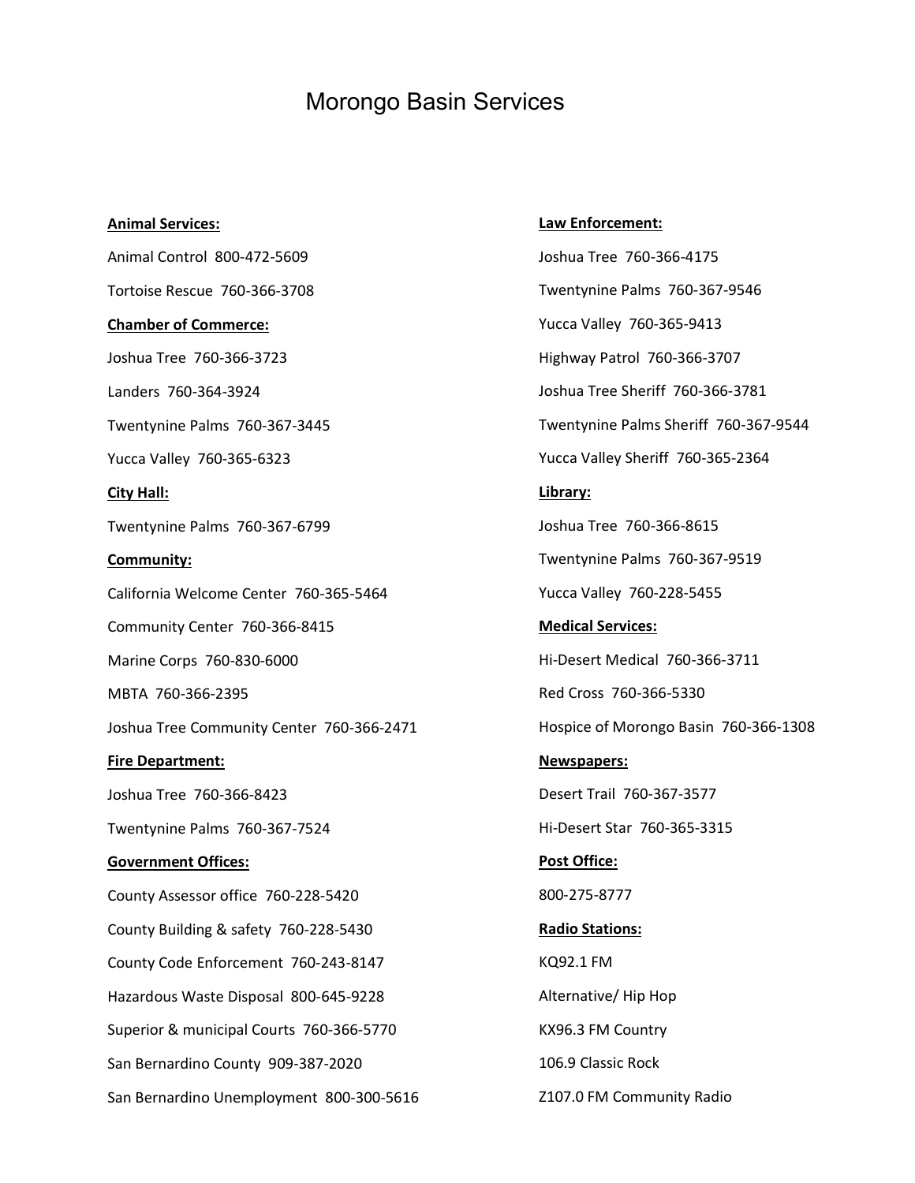# Morongo Basin Services

**Animal Services:**

Animal Control  800-472-5609

Tortoise Rescue  760-366-3708

**Chamber of Commerce:**

Joshua Tree  760-366-3723

Landers  760-364-3924

Twentynine Palms  760-367-3445

Yucca Valley  760-365-6323

**City Hall:**

Twentynine Palms  760-367-6799

**Community:**

California Welcome Center  760-365-5464

Community Center  760-366-8415

Marine Corps  760-830-6000

MBTA  760-366-2395

Joshua Tree Community Center  760-366-2471

**Fire Department:**

Joshua Tree  760-366-8423

Twentynine Palms  760-367-7524

**Government Offices:**

County Assessor office  760-228-5420

County Building & safety  760-228-5430

County Code Enforcement  760-243-8147

Hazardous Waste Disposal  800-645-9228

Superior & municipal Courts  760-366-5770

San Bernardino County  909-387-2020

San Bernardino Unemployment  800-300-5616

**Law Enforcement:**

Joshua Tree  760-366-4175

Twentynine Palms  760-367-9546

Yucca Valley  760-365-9413

Highway Patrol  760-366-3707

Joshua Tree Sheriff  760-366-3781

Twentynine Palms Sheriff  760-367-9544

Yucca Valley Sheriff  760-365-2364

**Library:**

Joshua Tree  760-366-8615

Twentynine Palms  760-367-9519

Yucca Valley  760-228-5455

**Medical Services:**

Hi-Desert Medical  760-366-3711

Red Cross  760-366-5330

Hospice of Morongo Basin  760-366-1308

**Newspapers:**

Desert Trail  760-367-3577

Hi-Desert Star  760-365-3315

**Post Office:**

800-275-8777

**Radio Stations:**

KQ92.1 FM

Alternative/ Hip Hop

KX96.3 FM Country

106.9 Classic Rock

Z107.0 FM Community Radio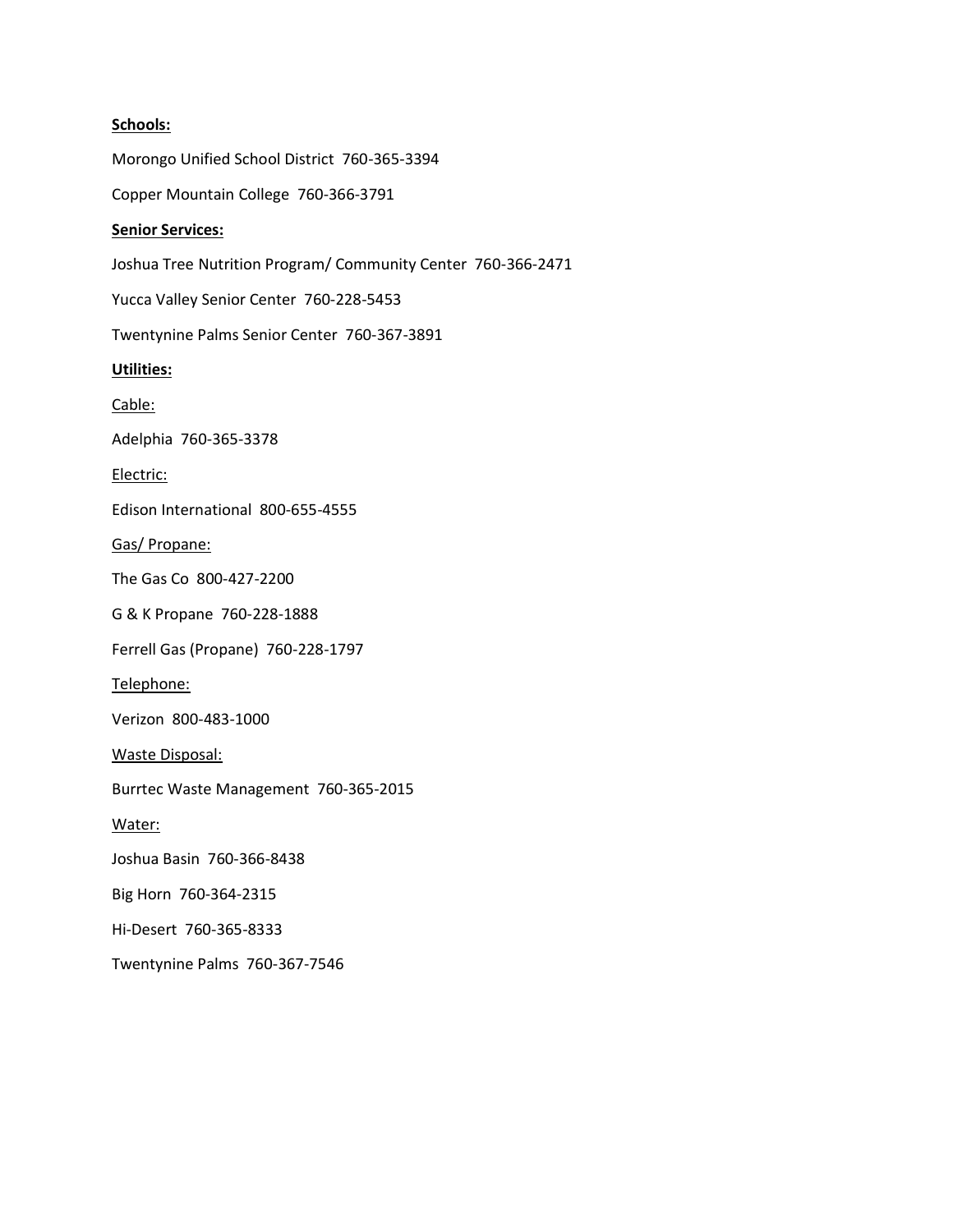**Schools:**

Morongo Unified School District 760-365-3394

Copper Mountain College 760-366-3791

**Senior Services:**

Joshua Tree Nutrition Program/ Community Center 760-366-2471

Yucca Valley Senior Center 760-228-5453

Twentynine Palms Senior Center 760-367-3891

**Utilities:**

Cable:

Adelphia 760-365-3378

Electric:

Edison International 800-655-4555

Gas/ Propane:

The Gas Co 800-427-2200

G & K Propane 760-228-1888

Ferrell Gas (Propane) 760-228-1797

Telephone:

Verizon 800-483-1000

Waste Disposal:

Burrtec Waste Management 760-365-2015

Water:

Joshua Basin 760-366-8438

Big Horn 760-364-2315

Hi-Desert 760-365-8333

Twentynine Palms 760-367-7546